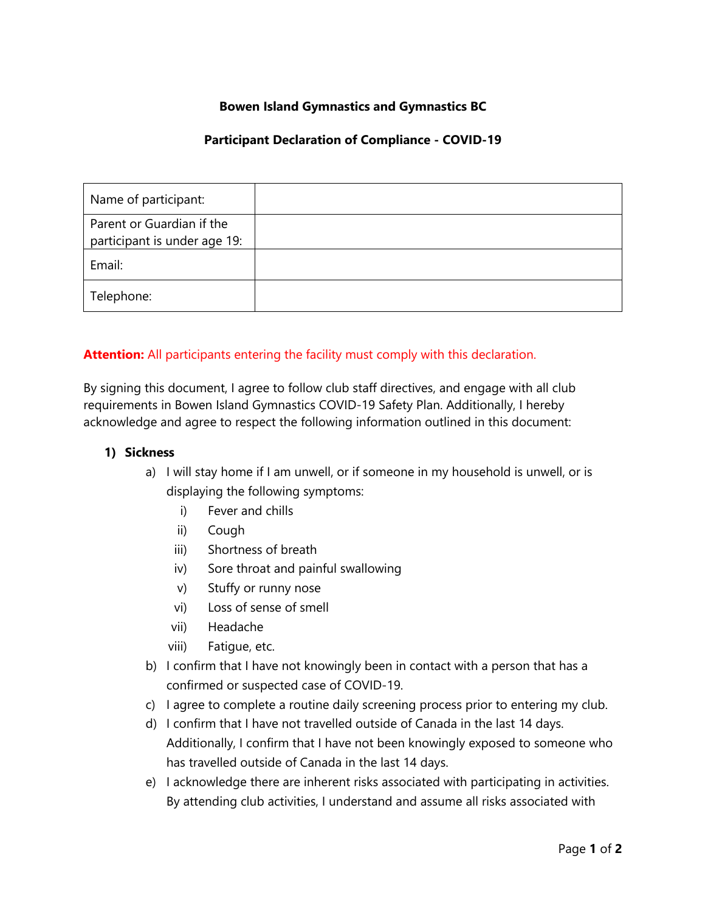**Bowen Island Gymnastics and Gymnastics BC**

**Participant Declaration of Compliance - COVID-19**

| Name of participant: | |
|---|---|
| Parent or Guardian if the participant is under age 19: | |
| Email: | |
| Telephone: | |

**Attention:** All participants entering the facility must comply with this declaration.

By signing this document, I agree to follow club staff directives, and engage with all club requirements in Bowen Island Gymnastics COVID-19 Safety Plan. Additionally, I hereby acknowledge and agree to respect the following information outlined in this document:

1) **Sickness**
   a) I will stay home if I am unwell, or if someone in my household is unwell, or is displaying the following symptoms:
      i) Fever and chills
      ii) Cough
      iii) Shortness of breath
      iv) Sore throat and painful swallowing
      v) Stuffy or runny nose
      vi) Loss of sense of smell
      vii) Headache
      viii) Fatigue, etc.
   
   b) I confirm that I have not knowingly been in contact with a person that has a confirmed or suspected case of COVID-19.
   
   c) I agree to complete a routine daily screening process prior to entering my club.
   
   d) I confirm that I have not travelled outside of Canada in the last 14 days. Additionally, I confirm that I have not been knowingly exposed to someone who has travelled outside of Canada in the last 14 days.
   
   e) I acknowledge there are inherent risks associated with participating in activities. By attending club activities, I understand and assume all risks associated with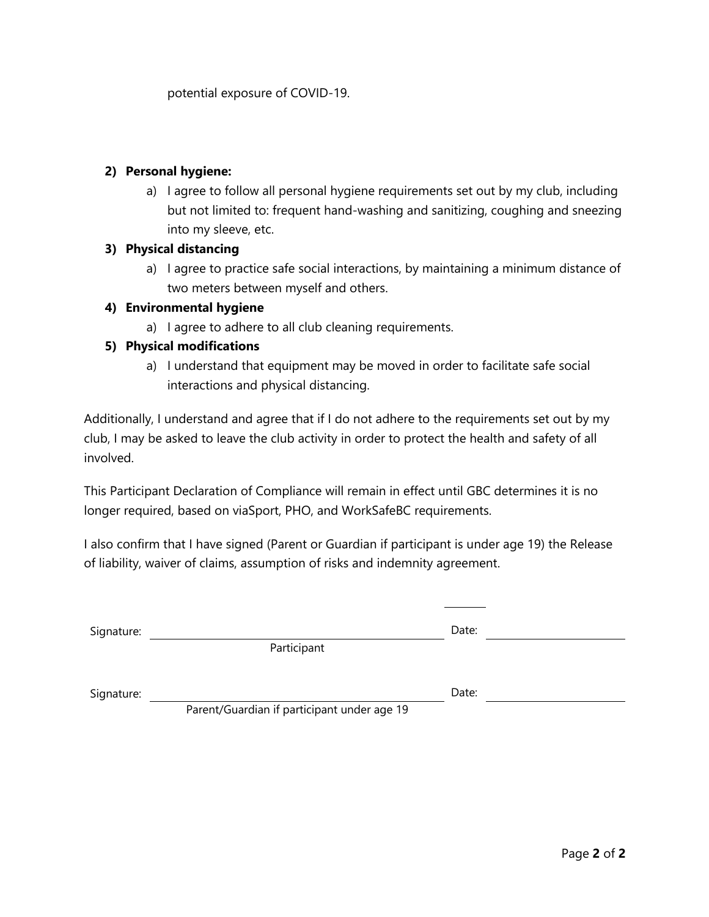potential exposure of COVID-19.

2) **Personal hygiene:**
   a) I agree to follow all personal hygiene requirements set out by my club, including but not limited to: frequent hand-washing and sanitizing, coughing and sneezing into my sleeve, etc.
3) **Physical distancing**
   a) I agree to practice safe social interactions, by maintaining a minimum distance of two meters between myself and others.
4) **Environmental hygiene**
   a) I agree to adhere to all club cleaning requirements.
5) **Physical modifications**
   a) I understand that equipment may be moved in order to facilitate safe social interactions and physical distancing.

Additionally, I understand and agree that if I do not adhere to the requirements set out by my club, I may be asked to leave the club activity in order to protect the health and safety of all involved.

This Participant Declaration of Compliance will remain in effect until GBC determines it is no longer required, based on viaSport, PHO, and WorkSafeBC requirements.

I also confirm that I have signed (Parent or Guardian if participant is under age 19) the Release of liability, waiver of claims, assumption of risks and indemnity agreement.

Signature: ______________________________ Date: ______________
Participant

Signature: ______________________________ Date: ______________
Parent/Guardian if participant under age 19